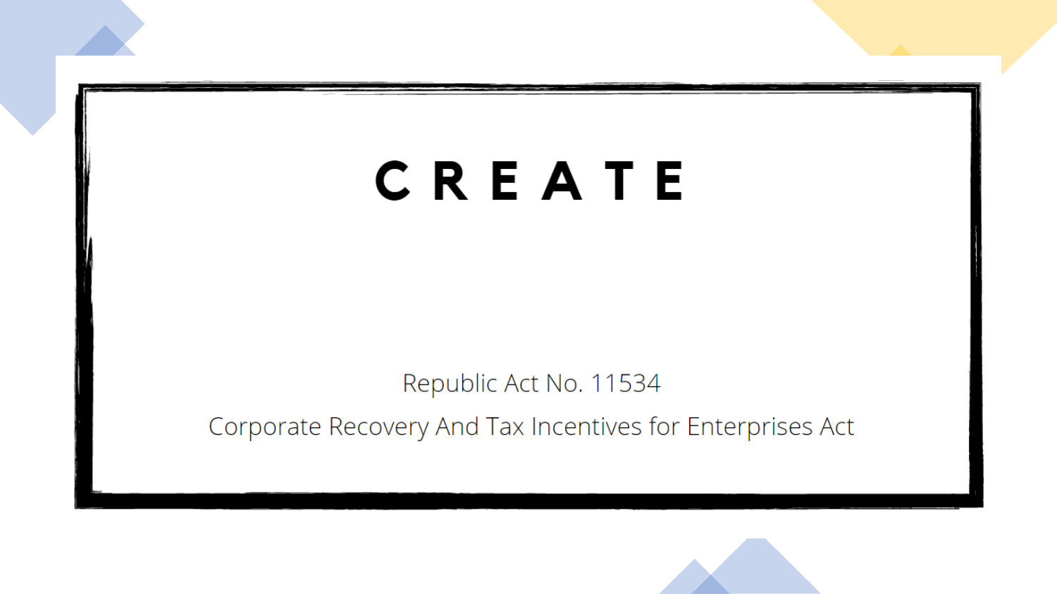# CREATE

Republic Act No. 11534

Corporate Recovery And Tax Incentives for Enterprises Act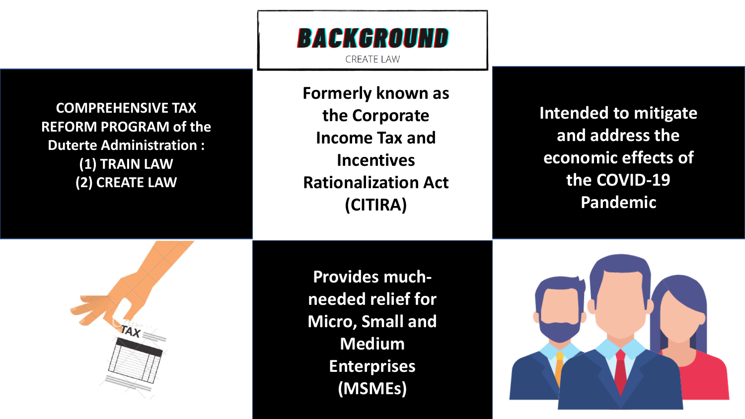# BACKGROUND

CREATE LAW

COMPREHENSIVE TAX REFORM PROGRAM of the Duterte Administration :
(1) TRAIN LAW
(2) CREATE LAW

Formerly known as the Corporate Income Tax and Incentives Rationalization Act (CITIRA)

Intended to mitigate and address the economic effects of the COVID-19 Pandemic

Provides much-needed relief for Micro, Small and Medium Enterprises (MSMEs)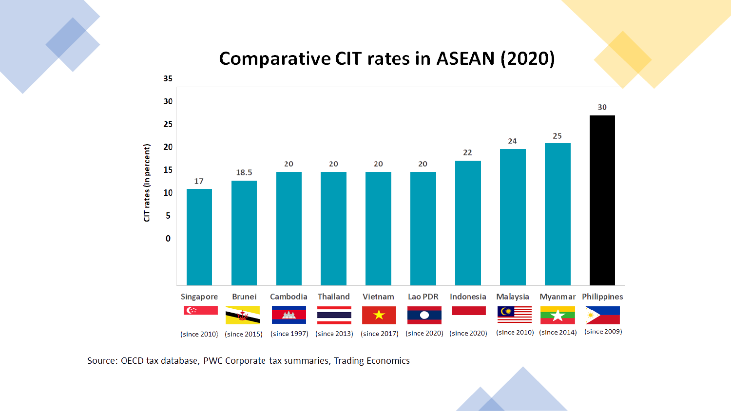# Comparative CIT rates in ASEAN (2020)

| Country | CIT rate (in percent) | Since |
|---|---|---|
| Singapore | 17 | (since 2010) |
| Brunei | 18.5 | (since 2015) |
| Cambodia | 20 | (since 1997) |
| Thailand | 20 | (since 2013) |
| Vietnam | 20 | (since 2017) |
| Lao PDR | 20 | (since 2020) |
| Indonesia | 22 | (since 2020) |
| Malaysia | 24 | (since 2010) |
| Myanmar | 25 | (since 2014) |
| Philippines | 30 | (since 2009) |

Source: OECD tax database, PWC Corporate tax summaries, Trading Economics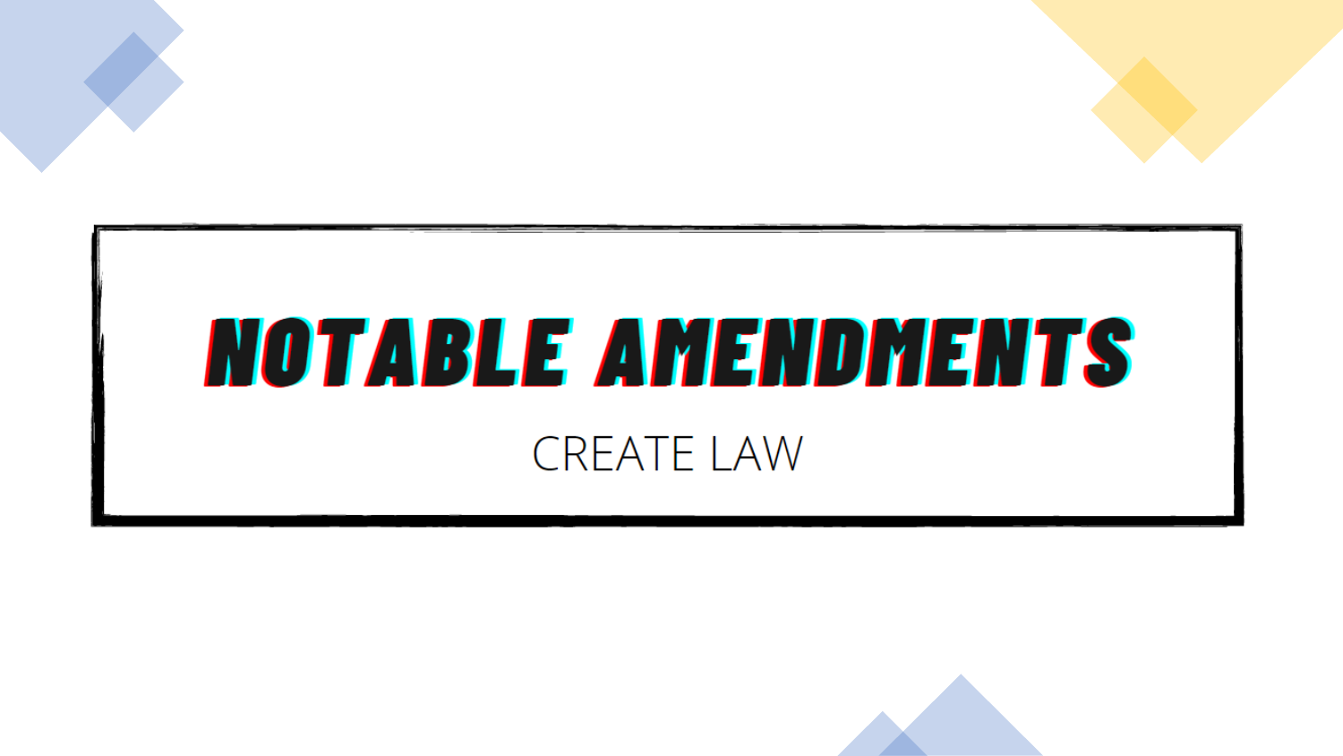# NOTABLE AMENDMENTS

CREATE LAW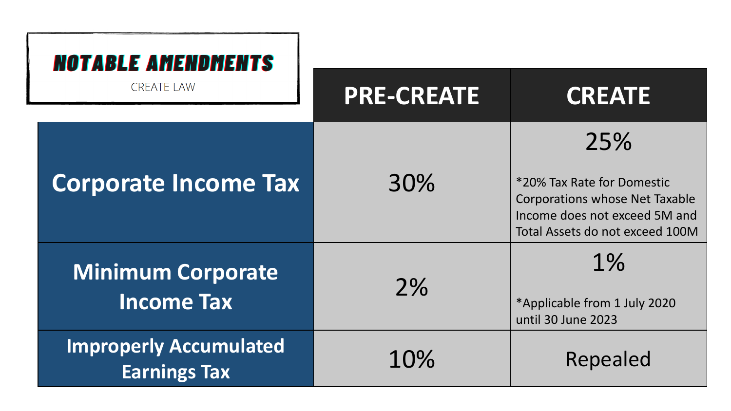# NOTABLE AMENDMENTS

CREATE LAW

| | PRE-CREATE | CREATE |
|---|---|---|
| **Corporate Income Tax** | 30% | 25%<br><br>*20% Tax Rate for Domestic Corporations whose Net Taxable Income does not exceed 5M and Total Assets do not exceed 100M |
| **Minimum Corporate Income Tax** | 2% | 1%<br><br>*Applicable from 1 July 2020 until 30 June 2023 |
| **Improperly Accumulated Earnings Tax** | 10% | Repealed |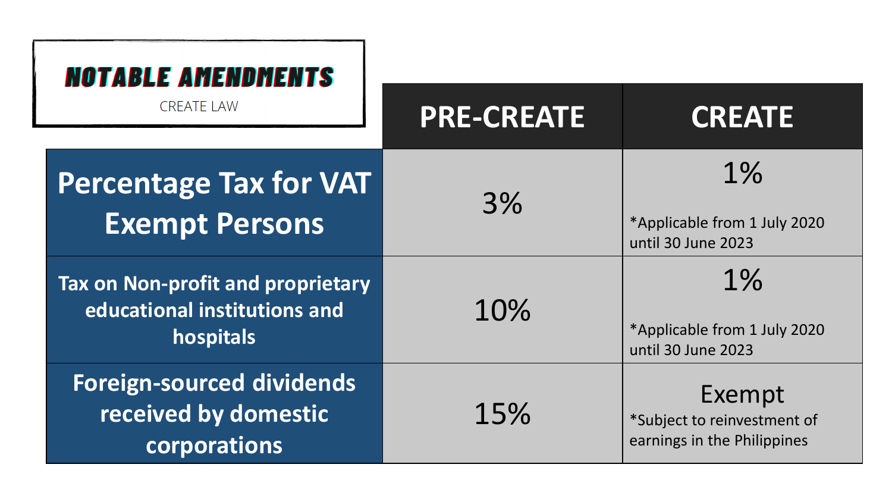# NOTABLE AMENDMENTS

CREATE LAW

| | PRE-CREATE | CREATE |
|---|---|---|
| **Percentage Tax for VAT Exempt Persons** | 3% | 1% *Applicable from 1 July 2020 until 30 June 2023 |
| **Tax on Non-profit and proprietary educational institutions and hospitals** | 10% | 1% *Applicable from 1 July 2020 until 30 June 2023 |
| **Foreign-sourced dividends received by domestic corporations** | 15% | Exempt *Subject to reinvestment of earnings in the Philippines |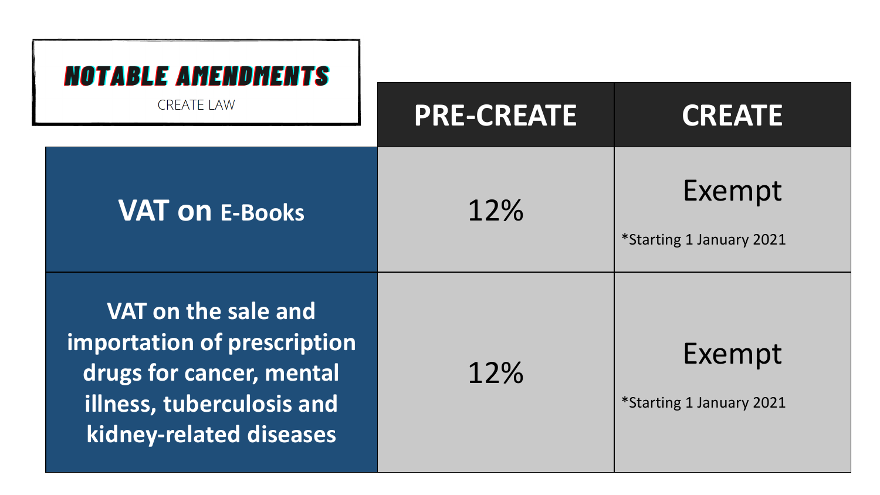# NOTABLE AMENDMENTS

CREATE LAW

| | PRE-CREATE | CREATE |
|---|---|---|
| **VAT on E-Books** | 12% | Exempt<br>*Starting 1 January 2021 |
| **VAT on the sale and importation of prescription drugs for cancer, mental illness, tuberculosis and kidney-related diseases** | 12% | Exempt<br>*Starting 1 January 2021 |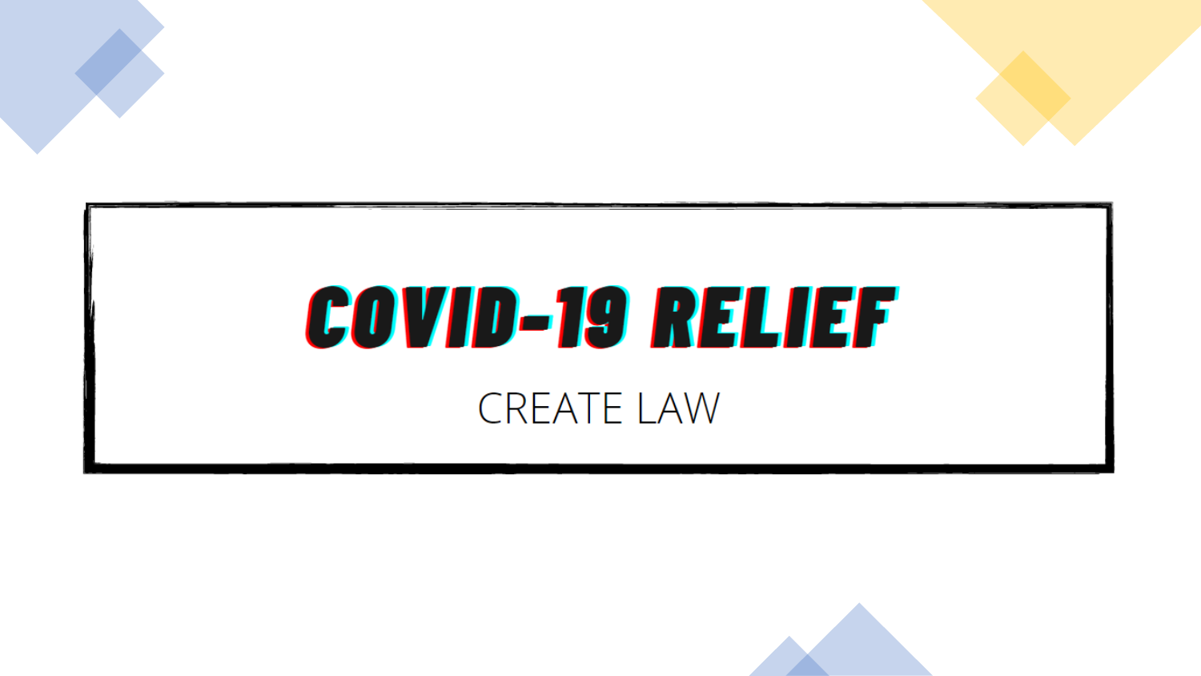# COVID-19 RELIEF

CREATE LAW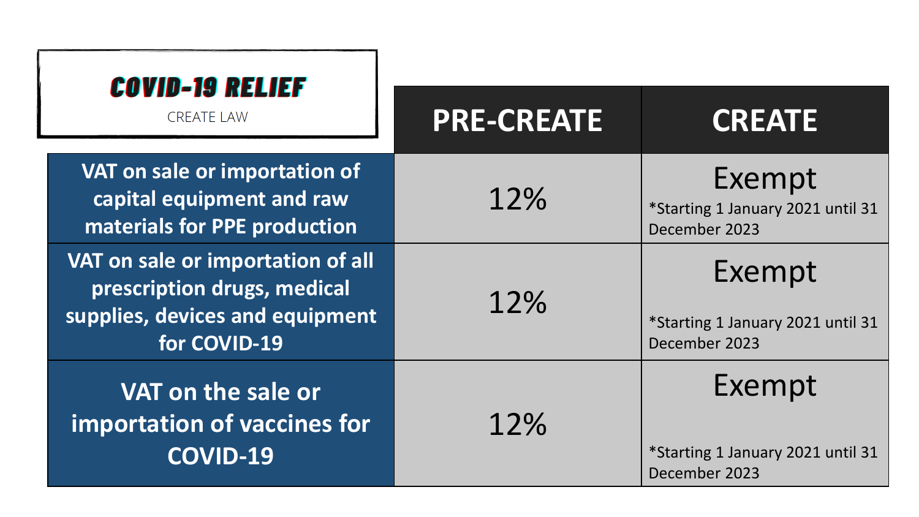# COVID-19 RELIEF

CREATE LAW

| | PRE-CREATE | CREATE |
|---|---|---|
| **VAT on sale or importation of capital equipment and raw materials for PPE production** | 12% | Exempt<br>*Starting 1 January 2021 until 31 December 2023 |
| **VAT on sale or importation of all prescription drugs, medical supplies, devices and equipment for COVID-19** | 12% | Exempt<br>*Starting 1 January 2021 until 31 December 2023 |
| **VAT on the sale or importation of vaccines for COVID-19** | 12% | Exempt<br>*Starting 1 January 2021 until 31 December 2023 |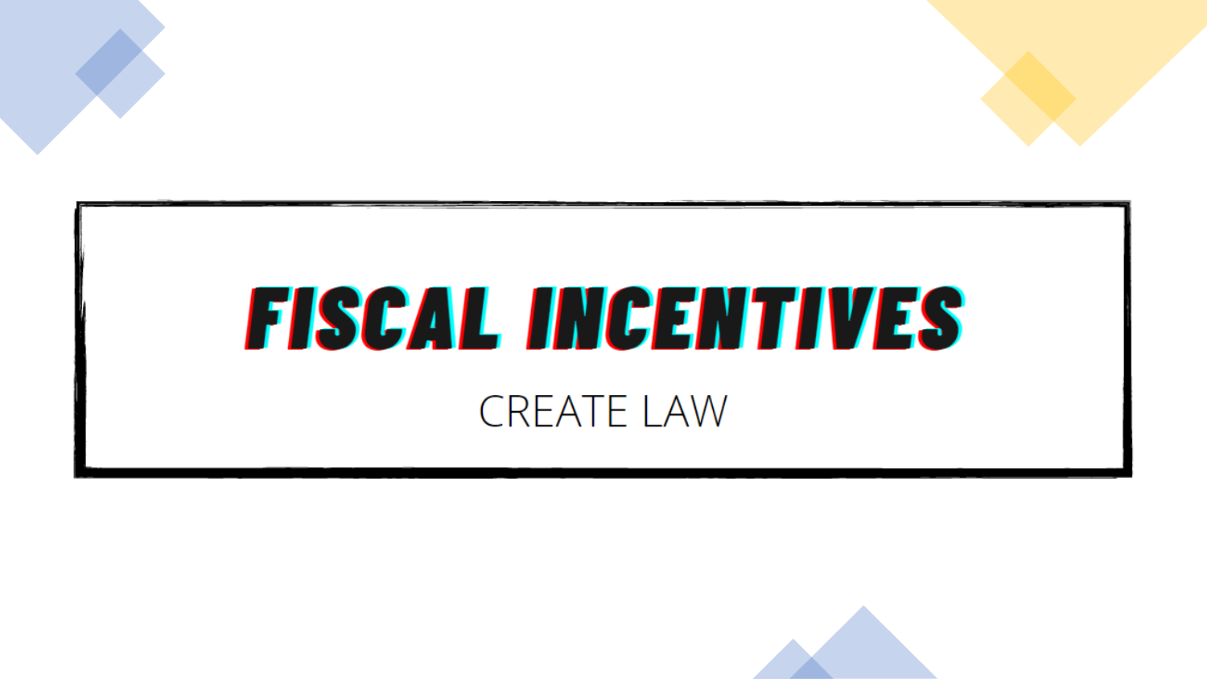# FISCAL INCENTIVES

CREATE LAW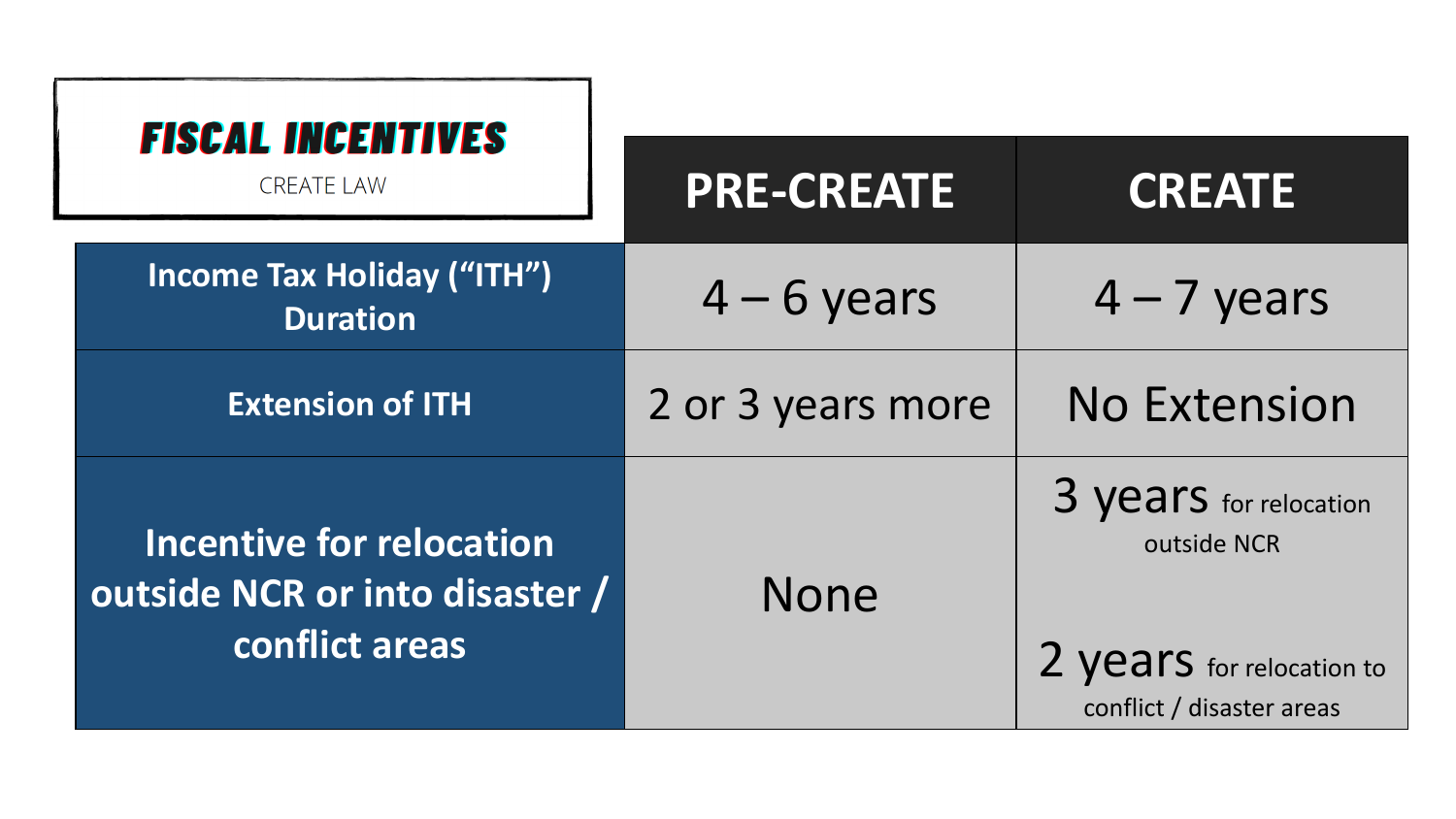# FISCAL INCENTIVES

CREATE LAW

| | PRE-CREATE | CREATE |
|---|---|---|
| **Income Tax Holiday ("ITH") Duration** | 4 – 6 years | 4 – 7 years |
| **Extension of ITH** | 2 or 3 years more | No Extension |
| **Incentive for relocation outside NCR or into disaster / conflict areas** | None | 3 years for relocation outside NCR<br><br>2 years for relocation to conflict / disaster areas |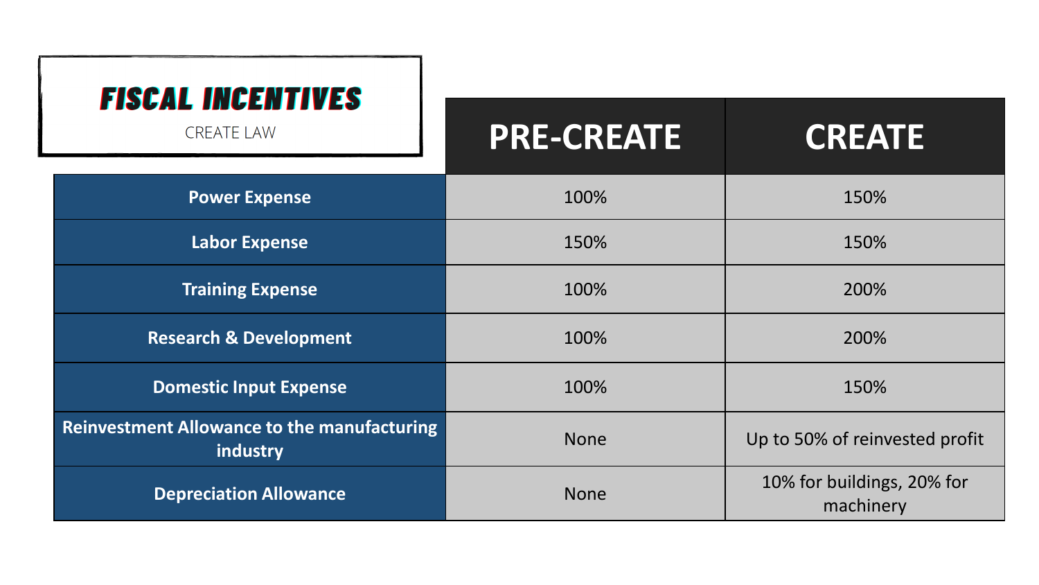# FISCAL INCENTIVES

CREATE LAW

| | PRE-CREATE | CREATE |
|---|---|---|
| **Power Expense** | 100% | 150% |
| **Labor Expense** | 150% | 150% |
| **Training Expense** | 100% | 200% |
| **Research & Development** | 100% | 200% |
| **Domestic Input Expense** | 100% | 150% |
| **Reinvestment Allowance to the manufacturing industry** | None | Up to 50% of reinvested profit |
| **Depreciation Allowance** | None | 10% for buildings, 20% for machinery |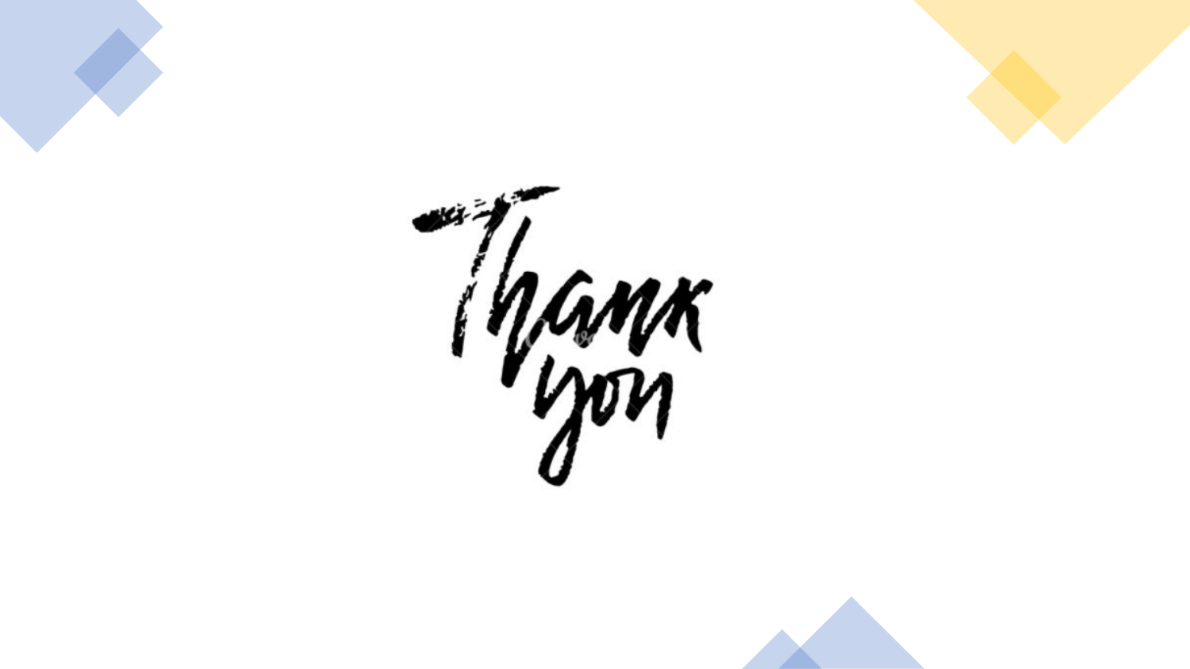Thank you